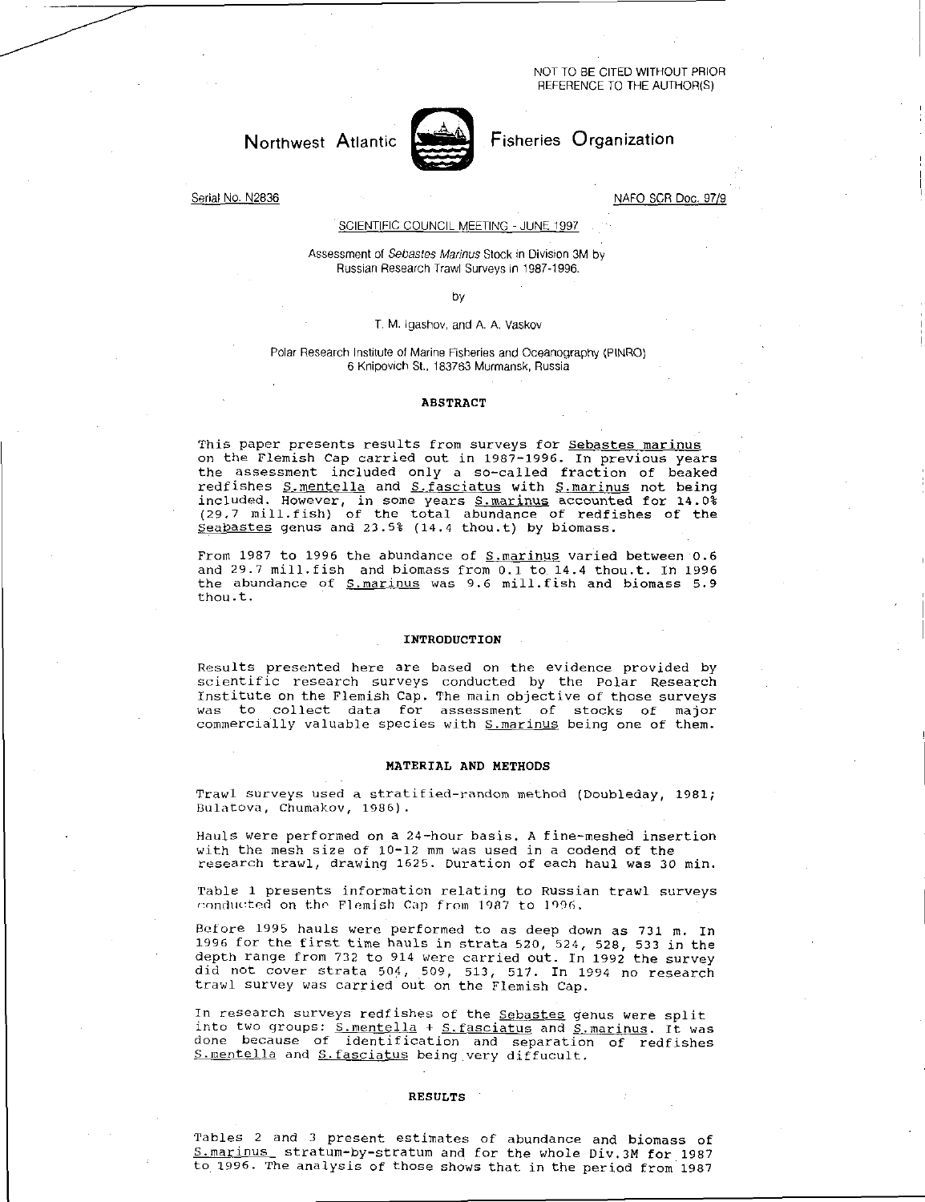NOT TO BE CITED WITHOUT PRIOR REFERENCE TO THE AUTHOR(S)

Northwest Atlantic Fisheries Organization

Serial No. N2836

NAFO SCR Doc. 97/9

SCIENTIFIC COUNCIL MEETING - JUNE 1997

# Assessment of *Sebastes Marinus* Stock in Division 3M by Russian Research Trawl Surveys in 1987-1996.

by

T. M. Igashov, and A. A. Vaskov

Polar Research Institute of Marine Fisheries and Oceanography (PINRO)
6 Knipovich St., 183763 Murmansk, Russia

## ABSTRACT

This paper presents results from surveys for S.marinus on the Flemish Cap carried out in 1987-1996. In previous years the assessment included only a so-called fraction of beaked redfishes S.mentella and S.fasciatus with S.marinus not being included. However, in some years S.marinus accounted for 14.0% (29.7 mill.fish) of the total abundance of redfishes of the Seabastes genus and 23.5% (14.4 thou.t) by biomass.

From 1987 to 1996 the abundance of S.marinus varied between 0.6 and 29.7 mill.fish and biomass from 0.1 to 14.4 thou.t. In 1996 the abundance of S.marinus was 9.6 mill.fish and biomass 5.9 thou.t.

## INTRODUCTION

Results presented here are based on the evidence provided by scientific research surveys conducted by the Polar Research Institute on the Flemish Cap. The main objective of those surveys was to collect data for assessment of stocks of major commercially valuable species with S.marinus being one of them.

## MATERIAL AND METHODS

Trawl surveys used a stratified-random method (Doubleday, 1981; Bulatova, Chumakov, 1986).

Hauls were performed on a 24-hour basis. A fine-meshed insertion with the mesh size of 10-12 mm was used in a codend of the research trawl, drawing 1625. Duration of each haul was 30 min.

Table 1 presents information relating to Russian trawl surveys conducted on the Flemish Cap from 1987 to 1996.

Before 1995 hauls were performed to as deep down as 731 m. In 1996 for the first time hauls in strata 520, 524, 528, 533 in the depth range from 732 to 914 were carried out. In 1992 the survey did not cover strata 504, 509, 513, 517. In 1994 no research trawl survey was carried out on the Flemish Cap.

In research surveys redfishes of the Sebastes genus were split into two groups: S.mentella + S.fasciatus and S.marinus. It was done because of identification and separation of redfishes S.mentella and S.fasciatus being very diffucult.

## RESULTS

Tables 2 and 3 present estimates of abundance and biomass of S.marinus stratum-by-stratum and for the whole Div.3M for 1987 to 1996. The analysis of those shows that in the period from 1987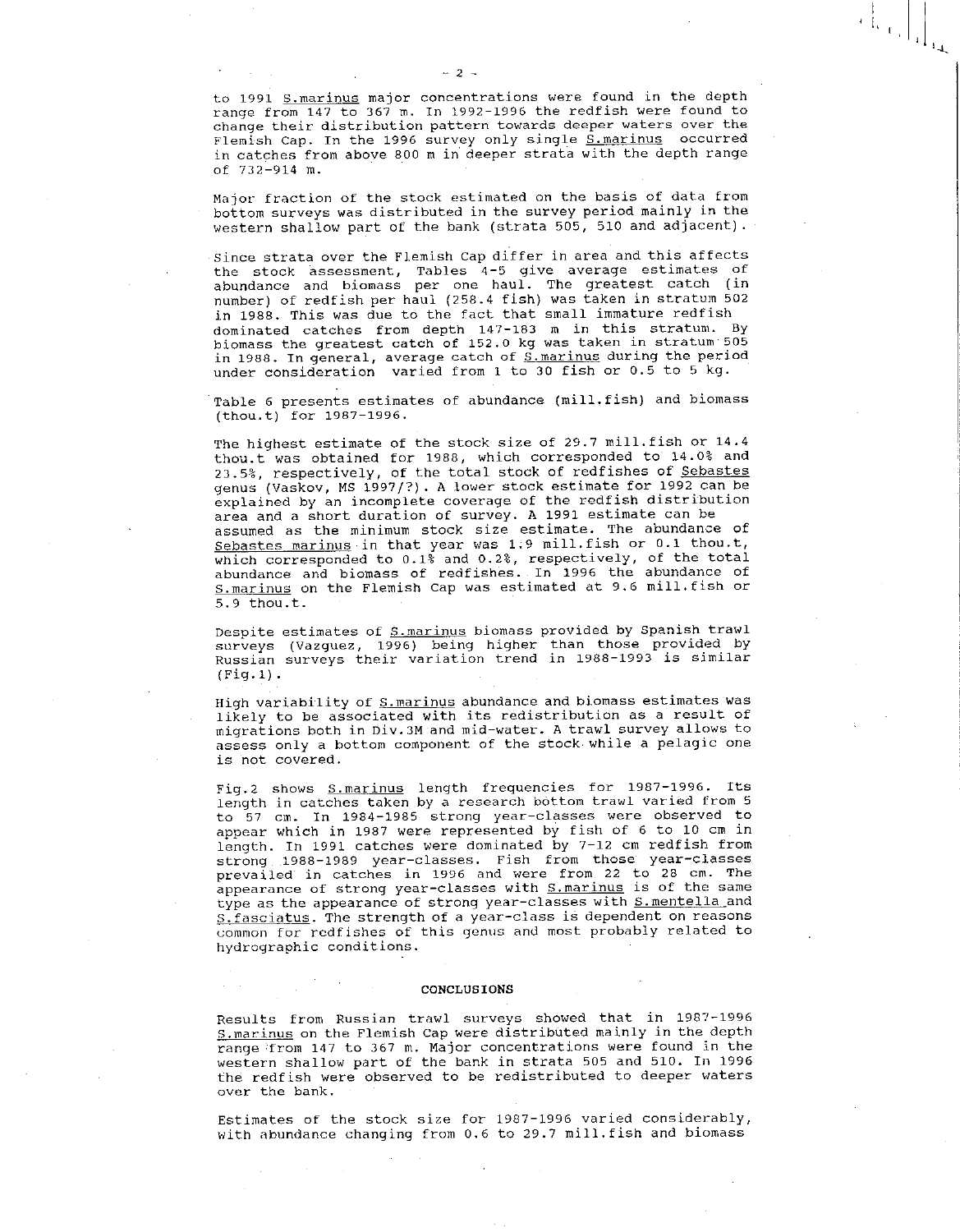to 1991 S.marinus major concentrations were found in the depth range from 147 to 367 m. In 1992-1996 the redfish were found to change their distribution pattern towards deeper waters over the Flemish Cap. In the 1996 survey only single S.marinus occurred in catches from above 800 m in deeper strata with the depth range of 732-914 m.

Major fraction of the stock estimated on the basis of data from bottom surveys was distributed in the survey period mainly in the western shallow part of the bank (strata 505, 510 and adjacent).

Since strata over the Flemish Cap differ in area and this affects the stock assessment, Tables 4-5 give average estimates of abundance and biomass per one haul. The greatest catch (in number) of redfish per haul (258.4 fish) was taken in stratum 502 in 1988. This was due to the fact that small immature redfish dominated catches from depth 147-183 m in this stratum. By biomass the greatest catch of 152.0 kg was taken in stratum 505 in 1988. In general, average catch of S.marinus during the period under consideration varied from 1 to 30 fish or 0.5 to 5 kg.

Table 6 presents estimates of abundance (mill.fish) and biomass (thou.t) for 1987-1996.

The highest estimate of the stock size of 29.7 mill.fish or 14.4 thou.t was obtained for 1988, which corresponded to 14.0% and 23.5%, respectively, of the total stock of redfishes of Sebastes genus (Vaskov, MS 1997/?). A lower stock estimate for 1992 can be explained by an incomplete coverage of the redfish distribution area and a short duration of survey. A 1991 estimate can be assumed as the minimum stock size estimate. The abundance of Sebastes marinus in that year was 1.9 mill.fish or 0.1 thou.t, which corresponded to 0.1% and 0.2%, respectively, of the total abundance and biomass of redfishes. In 1996 the abundance of S.marinus on the Flemish Cap was estimated at 9.6 mill.fish or 5.9 thou.t.

Despite estimates of S.marinus biomass provided by Spanish trawl surveys (Vazguez, 1996) being higher than those provided by Russian surveys their variation trend in 1988-1993 is similar (Fig.1).

High variability of S.marinus abundance and biomass estimates was likely to be associated with its redistribution as a result of migrations both in Div.3M and mid-water. A trawl survey allows to assess only a bottom component of the stock while a pelagic one is not covered.

Fig.2 shows S.marinus length frequencies for 1987-1996. Its length in catches taken by a research bottom trawl varied from 5 to 57 cm. In 1984-1985 strong year-classes were observed to appear which in 1987 were represented by fish of 6 to 10 cm in length. In 1991 catches were dominated by 7-12 cm redfish from strong 1988-1989 year-classes. Fish from those year-classes prevailed in catches in 1996 and were from 22 to 28 cm. The appearance of strong year-classes with S.marinus is of the same type as the appearance of strong year-classes with S.mentella and S.fasciatus. The strength of a year-class is dependent on reasons common for redfishes of this genus and most probably related to hydrographic conditions.

## CONCLUSIONS

Results from Russian trawl surveys showed that in 1987-1996 S.marinus on the Flemish Cap were distributed mainly in the depth range from 147 to 367 m. Major concentrations were found in the western shallow part of the bank in strata 505 and 510. In 1996 the redfish were observed to be redistributed to deeper waters over the bank.

Estimates of the stock size for 1987-1996 varied considerably, with abundance changing from 0.6 to 29.7 mill.fish and biomass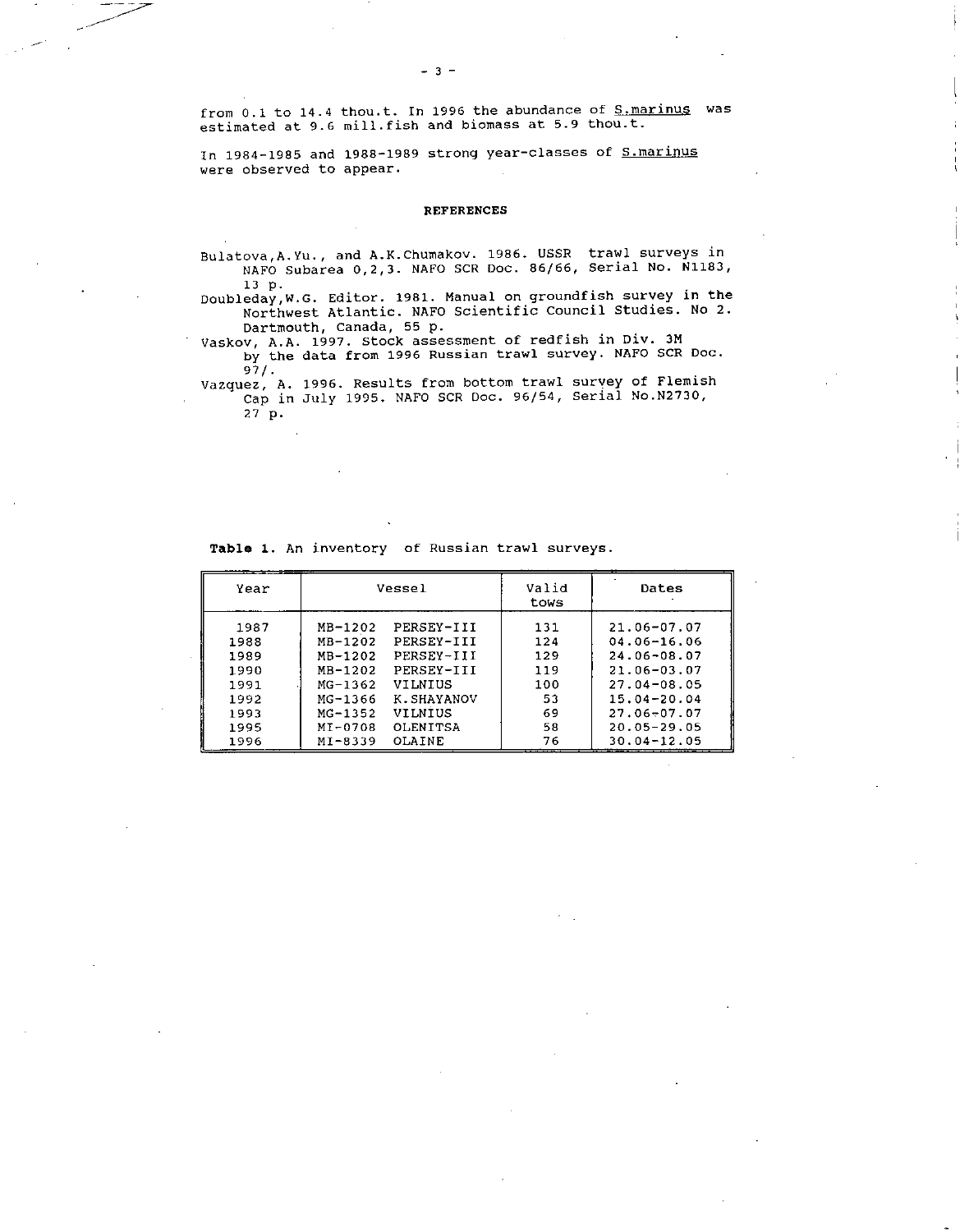from 0.1 to 14.4 thou.t. In 1996 the abundance of S.marinus was estimated at 9.6 mill.fish and biomass at 5.9 thou.t.

In 1984-1985 and 1988-1989 strong year-classes of S.marinus were observed to appear.

### REFERENCES

Bulatova,A.Yu., and A.K.Chumakov. 1986. USSR trawl surveys in NAFO Subarea 0,2,3. NAFO SCR Doc. 86/66, Serial No. N1183, 13 p.

Doubleday,W.G. Editor. 1981. Manual on groundfish survey in the Northwest Atlantic. NAFO Scientific Council Studies. No 2. Dartmouth, Canada, 55 p.

Vaskov, A.A. 1997. Stock assessment of redfish in Div. 3M by the data from 1996 Russian trawl survey. NAFO SCR Doc. 97/.

Vazquez, A. 1996. Results from bottom trawl survey of Flemish Cap in July 1995. NAFO SCR Doc. 96/54, Serial No.N2730, 27 p.

**Table 1.** An inventory of Russian trawl surveys.

| Year | Vessel | Valid tows | Dates |
|---|---|---|---|
| 1987 | MB-1202 PERSEY-III | 131 | 21.06-07.07 |
| 1988 | MB-1202 PERSEY-III | 124 | 04.06-16.06 |
| 1989 | MB-1202 PERSEY-III | 129 | 24.06-08.07 |
| 1990 | MB-1202 PERSEY-III | 119 | 21.06-03.07 |
| 1991 | MG-1362 VILNIUS | 100 | 27.04-08.05 |
| 1992 | MG-1366 K.SHAYANOV | 53 | 15.04-20.04 |
| 1993 | MG-1352 VILNIUS | 69 | 27.06-07.07 |
| 1995 | MI-0708 OLENITSA | 58 | 20.05-29.05 |
| 1996 | MI-8339 OLAINE | 76 | 30.04-12.05 |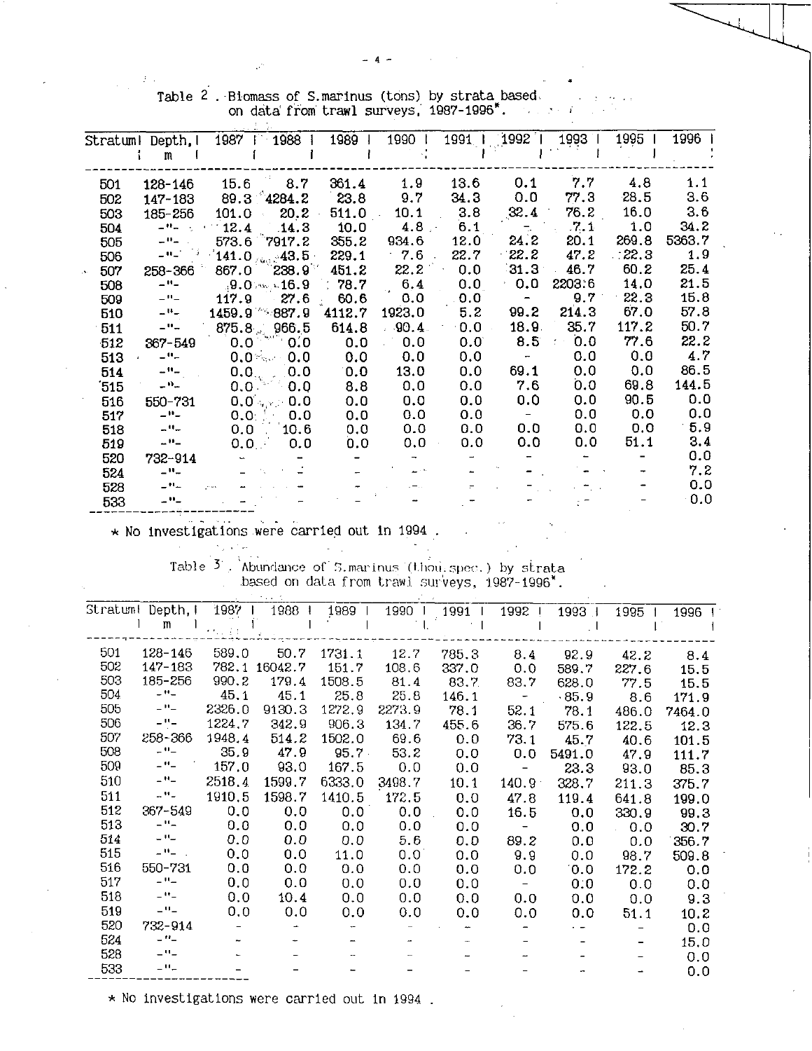Table 2 . Biomass of S.marinus (tons) by strata based on data from trawl surveys, 1987-1996*.

| Stratum | Depth, m | 1987 | 1988 | 1989 | 1990 | 1991 | 1992 | 1993 | 1995 | 1996 |
|---|---|---|---|---|---|---|---|---|---|---|
| 501 | 128-146 | 15.6 | 8.7 | 361.4 | 1.9 | 13.6 | 0.1 | 7.7 | 4.8 | 1.1 |
| 502 | 147-183 | 89.3 | 4284.2 | 23.8 | 9.7 | 34.3 | 0.0 | 77.3 | 28.5 | 3.6 |
| 503 | 185-256 | 101.0 | 20.2 | 511.0 | 10.1 | 3.8 | 32.4 | 76.2 | 16.0 | 3.6 |
| 504 | -"- | 12.4 | 14.3 | 10.0 | 4.8 | 6.1 | - | 7.1 | 1.0 | 34.2 |
| 505 | -"- | 573.6 | 7917.2 | 355.2 | 934.6 | 12.0 | 24.2 | 20.1 | 269.8 | 5363.7 |
| 506 | -"- | 141.0 | 43.5 | 229.1 | 7.6 | 22.7 | 22.2 | 47.2 | 22.3 | 1.9 |
| 507 | 258-366 | 867.0 | 238.9 | 451.2 | 22.2 | 0.0 | 31.3 | 46.7 | 60.2 | 25.4 |
| 508 | -"- | 9.0 | 16.9 | 78.7 | 6.4 | 0.0 | 0.0 | 2203.6 | 14.0 | 21.5 |
| 509 | -"- | 117.9 | 27.6 | 60.6 | 0.0 | 0.0 | - | 9.7 | 22.3 | 15.8 |
| 510 | -"- | 1459.9 | 887.9 | 4112.7 | 1923.0 | 5.2 | 99.2 | 214.3 | 67.0 | 57.8 |
| 511 | -"- | 875.8 | 966.5 | 614.8 | 90.4 | 0.0 | 18.9 | 35.7 | 117.2 | 50.7 |
| 512 | 367-549 | 0.0 | 0.0 | 0.0 | 0.0 | 0.0 | 8.5 | 0.0 | 77.6 | 22.2 |
| 513 | -"- | 0.0 | 0.0 | 0.0 | 0.0 | 0.0 | - | 0.0 | 0.0 | 4.7 |
| 514 | -"- | 0.0 | 0.0 | 0.0 | 13.0 | 0.0 | 69.1 | 0.0 | 0.0 | 86.5 |
| 515 | -"- | 0.0 | 0.0 | 8.8 | 0.0 | 0.0 | 7.6 | 0.0 | 69.8 | 144.5 |
| 516 | 550-731 | 0.0 | 0.0 | 0.0 | 0.0 | 0.0 | 0.0 | 0.0 | 90.5 | 0.0 |
| 517 | -"- | 0.0 | 0.0 | 0.0 | 0.0 | 0.0 | - | 0.0 | 0.0 | 0.0 |
| 518 | -"- | 0.0 | 10.6 | 0.0 | 0.0 | 0.0 | 0.0 | 0.0 | 0.0 | 5.9 |
| 519 | -"- | 0.0 | 0.0 | 0.0 | 0.0 | 0.0 | 0.0 | 0.0 | 51.1 | 3.4 |
| 520 | 732-914 | - | - | - | - | - | - | - | - | 0.0 |
| 524 | -"- | - | - | - | - | - | - | - | - | 7.2 |
| 528 | -"- | - | - | - | - | - | - | - | - | 0.0 |
| 533 | -"- | - | - | - | - | - | - | - | - | 0.0 |

* No investigations were carried out in 1994 .

Table 3 . Abundance of S.marinus (thou.spec.) by strata based on data from trawl surveys, 1987-1996*.

| Stratum | Depth, m | 1987 | 1988 | 1989 | 1990 | 1991 | 1992 | 1993 | 1995 | 1996 |
|---|---|---|---|---|---|---|---|---|---|---|
| 501 | 128-146 | 589.0 | 50.7 | 1731.1 | 12.7 | 785.3 | 8.4 | 92.9 | 42.2 | 8.4 |
| 502 | 147-183 | 782.1 | 16042.7 | 151.7 | 108.6 | 337.0 | 0.0 | 589.7 | 227.6 | 15.5 |
| 503 | 185-256 | 990.2 | 179.4 | 1508.5 | 81.4 | 83.7 | 83.7 | 628.0 | 77.5 | 15.5 |
| 504 | -"- | 45.1 | 45.1 | 25.8 | 25.8 | 146.1 | - | 85.9 | 8.6 | 171.9 |
| 505 | -"- | 2326.0 | 9130.3 | 1272.9 | 2273.9 | 78.1 | 52.1 | 78.1 | 486.0 | 7464.0 |
| 506 | -"- | 1224.7 | 342.9 | 906.3 | 134.7 | 455.6 | 36.7 | 575.6 | 122.5 | 12.3 |
| 507 | 258-366 | 1948.4 | 514.2 | 1502.0 | 69.6 | 0.0 | 73.1 | 45.7 | 40.6 | 101.5 |
| 508 | -"- | 35.9 | 47.9 | 95.7 | 53.2 | 0.0 | 0.0 | 5491.0 | 47.9 | 111.7 |
| 509 | -"- | 157.0 | 93.0 | 167.5 | 0.0 | 0.0 | - | 23.3 | 93.0 | 85.3 |
| 510 | -"- | 2518.4 | 1599.7 | 6333.0 | 3498.7 | 10.1 | 140.9 | 328.7 | 211.3 | 375.7 |
| 511 | -"- | 1910.5 | 1598.7 | 1410.5 | 172.5 | 0.0 | 47.8 | 119.4 | 641.8 | 199.0 |
| 512 | 367-549 | 0.0 | 0.0 | 0.0 | 0.0 | 0.0 | 16.5 | 0.0 | 330.9 | 99.3 |
| 513 | -"- | 0.0 | 0.0 | 0.0 | 0.0 | 0.0 | - | 0.0 | 0.0 | 30.7 |
| 514 | -"- | 0.0 | 0.0 | 0.0 | 5.6 | 0.0 | 89.2 | 0.0 | 0.0 | 356.7 |
| 515 | -"- | 0.0 | 0.0 | 11.0 | 0.0 | 0.0 | 9.9 | 0.0 | 98.7 | 509.8 |
| 516 | 550-731 | 0.0 | 0.0 | 0.0 | 0.0 | 0.0 | 0.0 | 0.0 | 172.2 | 0.0 |
| 517 | -"- | 0.0 | 0.0 | 0.0 | 0.0 | 0.0 | - | 0.0 | 0.0 | 0.0 |
| 518 | -"- | 0.0 | 10.4 | 0.0 | 0.0 | 0.0 | 0.0 | 0.0 | 0.0 | 9.3 |
| 519 | -"- | 0.0 | 0.0 | 0.0 | 0.0 | 0.0 | 0.0 | 0.0 | 51.1 | 10.2 |
| 520 | 732-914 | - | - | - | - | - | - | - | - | 0.0 |
| 524 | -"- | - | - | - | - | - | - | - | - | 15.0 |
| 528 | -"- | - | - | - | - | - | - | - | - | 0.0 |
| 533 | -"- | - | - | - | - | - | - | - | - | 0.0 |

* No investigations were carried out in 1994 .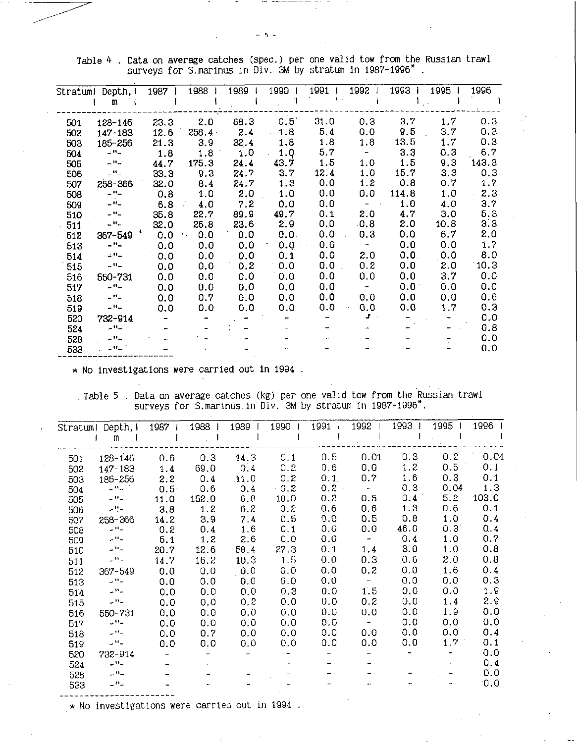Table 4 . Data on average catches (spec.) per one valid tow from the Russian trawl surveys for S.marinus in Div. 3M by stratum in 1987-1996* .

| Stratum | Depth, m | 1987 | 1988 | 1989 | 1990 | 1991 | 1992 | 1993 | 1995 | 1996 |
|---|---|---|---|---|---|---|---|---|---|---|
| 501 | 128-146 | 23.3 | 2.0 | 68.3 | 0.5 | 31.0 | 0.3 | 3.7 | 1.7 | 0.3 |
| 502 | 147-183 | 12.6 | 258.4 | 2.4 | 1.8 | 5.4 | 0.0 | 9.5 | 3.7 | 0.3 |
| 503 | 185-256 | 21.3 | 3.9 | 32.4 | 1.8 | 1.8 | 1.8 | 13.5 | 1.7 | 0.3 |
| 504 | -"- | 1.8 | 1.8 | 1.0 | 1.0 | 5.7 | - | 3.3 | 0.3 | 6.7 |
| 505 | -"- | 44.7 | 175.3 | 24.4 | 43.7 | 1.5 | 1.0 | 1.5 | 9.3 | 143.3 |
| 506 | -"- | 33.3 | 9.3 | 24.7 | 3.7 | 12.4 | 1.0 | 15.7 | 3.3 | 0.3 |
| 507 | 258-366 | 32.0 | 8.4 | 24.7 | 1.3 | 0.0 | 1.2 | 0.8 | 0.7 | 1.7 |
| 508 | -"- | 0.8 | 1.0 | 2.0 | 1.0 | 0.0 | 0.0 | 114.8 | 1.0 | 2.3 |
| 509 | -"- | 6.8 | 4.0 | 7.2 | 0.0 | 0.0 | - | 1.0 | 4.0 | 3.7 |
| 510 | -"- | 35.8 | 22.7 | 89.9 | 49.7 | 0.1 | 2.0 | 4.7 | 3.0 | 5.3 |
| 511 | -"- | 32.0 | 26.8 | 23.6 | 2.9 | 0.0 | 0.8 | 2.0 | 10.8 | 3.3 |
| 512 | 367-549 | 0.0 | 0.0 | 0.0 | 0.0 | 0.0 | 0.3 | 0.0 | 6.7 | 2.0 |
| 513 | -"- | 0.0 | 0.0 | 0.0 | 0.0 | 0.0 | - | 0.0 | 0.0 | 1.7 |
| 514 | -"- | 0.0 | 0.0 | 0.0 | 0.1 | 0.0 | 2.0 | 0.0 | 0.0 | 8.0 |
| 515 | -"- | 0.0 | 0.0 | 0.2 | 0.0 | 0.0 | 0.2 | 0.0 | 2.0 | 10.3 |
| 516 | 550-731 | 0.0 | 0.0 | 0.0 | 0.0 | 0.0 | 0.0 | 0.0 | 3.7 | 0.0 |
| 517 | -"- | 0.0 | 0.0 | 0.0 | 0.0 | 0.0 | - | 0.0 | 0.0 | 0.0 |
| 518 | -"- | 0.0 | 0.7 | 0.0 | 0.0 | 0.0 | 0.0 | 0.0 | 0.0 | 0.6 |
| 519 | -"- | 0.0 | 0.0 | 0.0 | 0.0 | 0.0 | 0.0 | 0.0 | 1.7 | 0.3 |
| 520 | 732-914 | - | - | - | - | - | - | - | - | 0.0 |
| 524 | -"- | - | - | - | - | - | - | - | - | 0.8 |
| 528 | -"- | - | - | - | - | - | - | - | - | 0.0 |
| 533 | -"- | - | - | - | - | - | - | - | - | 0.0 |

* No investigations were carried out in 1994 .

Table 5 . Data on average catches (kg) per one valid tow from the Russian trawl surveys for S.marinus in Div. 3M by stratum in 1987-1996*.

| Stratum | Depth, m | 1987 | 1988 | 1989 | 1990 | 1991 | 1992 | 1993 | 1995 | 1996 |
|---|---|---|---|---|---|---|---|---|---|---|
| 501 | 128-146 | 0.6 | 0.3 | 14.3 | 0.1 | 0.5 | 0.01 | 0.3 | 0.2 | 0.04 |
| 502 | 147-183 | 1.4 | 69.0 | 0.4 | 0.2 | 0.6 | 0.0 | 1.2 | 0.5 | 0.1 |
| 503 | 185-256 | 2.2 | 0.4 | 11.0 | 0.2 | 0.1 | 0.7 | 1.6 | 0.3 | 0.1 |
| 504 | -"- | 0.5 | 0.6 | 0.4 | 0.2 | 0.2 | - | 0.3 | 0.04 | 1.3 |
| 505 | -"- | 11.0 | 152.0 | 6.8 | 18.0 | 0.2 | 0.5 | 0.4 | 5.2 | 103.0 |
| 506 | -"- | 3.8 | 1.2 | 6.2 | 0.2 | 0.6 | 0.6 | 1.3 | 0.6 | 0.1 |
| 507 | 258-366 | 14.2 | 3.9 | 7.4 | 0.5 | 0.0 | 0.5 | 0.8 | 1.0 | 0.4 |
| 508 | -"- | 0.2 | 0.4 | 1.6 | 0.1 | 0.0 | 0.0 | 46.0 | 0.3 | 0.4 |
| 509 | -"- | 5.1 | 1.2 | 2.6 | 0.0 | 0.0 | - | 0.4 | 1.0 | 0.7 |
| 510 | -"- | 20.7 | 12.6 | 58.4 | 27.3 | 0.1 | 1.4 | 3.0 | 1.0 | 0.8 |
| 511 | -"- | 14.7 | 16.2 | 10.3 | 1.5 | 0.0 | 0.3 | 0.6 | 2.0 | 0.8 |
| 512 | 367-549 | 0.0 | 0.0 | 0.0 | 0.0 | 0.0 | 0.2 | 0.0 | 1.6 | 0.4 |
| 513 | -"- | 0.0 | 0.0 | 0.0 | 0.0 | 0.0 | - | 0.0 | 0.0 | 0.3 |
| 514 | -"- | 0.0 | 0.0 | 0.0 | 0.3 | 0.0 | 1.5 | 0.0 | 0.0 | 1.9 |
| 515 | -"- | 0.0 | 0.0 | 0.2 | 0.0 | 0.0 | 0.2 | 0.0 | 1.4 | 2.9 |
| 516 | 550-731 | 0.0 | 0.0 | 0.0 | 0.0 | 0.0 | 0.0 | 0.0 | 1.9 | 0.0 |
| 517 | -"- | 0.0 | 0.0 | 0.0 | 0.0 | 0.0 | - | 0.0 | 0.0 | 0.0 |
| 518 | -"- | 0.0 | 0.7 | 0.0 | 0.0 | 0.0 | 0.0 | 0.0 | 0.0 | 0.4 |
| 519 | -"- | 0.0 | 0.0 | 0.0 | 0.0 | 0.0 | 0.0 | 0.0 | 1.7 | 0.1 |
| 520 | 732-914 | - | - | - | - | - | - | - | - | 0.0 |
| 524 | -"- | - | - | - | - | - | - | - | - | 0.4 |
| 528 | -"- | - | - | - | - | - | - | - | - | 0.0 |
| 533 | -"- | - | - | - | - | - | - | - | - | 0.0 |

* No investigations were carried out in 1994 .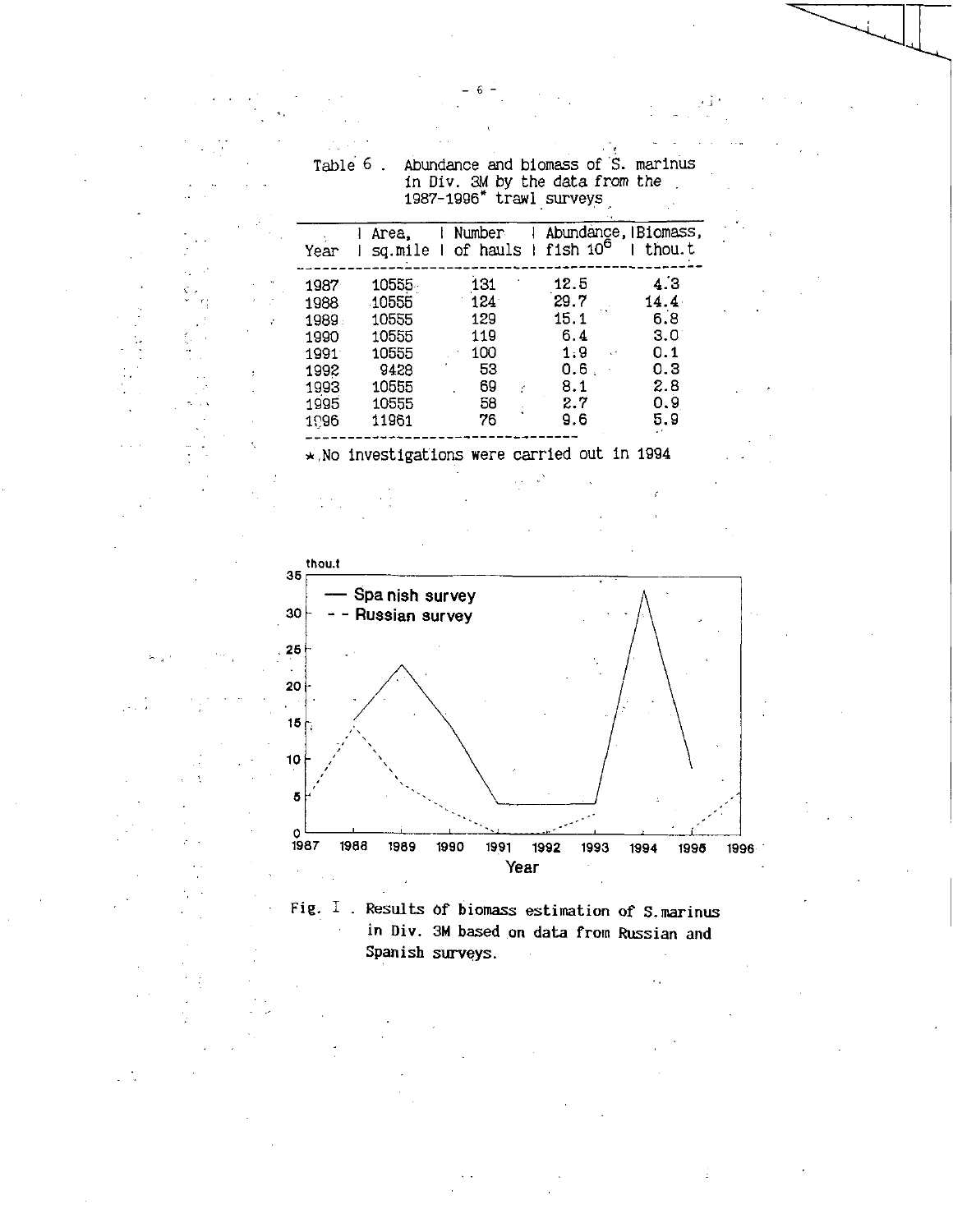Table 6 . Abundance and biomass of S. marinus in Div. 3M by the data from the 1987-1996* trawl surveys

| Year | Area, sq.mile | Number of hauls | Abundance, fish $10^6$ | Biomass, thou.t |
|---|---|---|---|---|
| 1987 | 10555 | 131 | 12.5 | 4.3 |
| 1988 | 10555 | 124 | 29.7 | 14.4 |
| 1989 | 10555 | 129 | 15.1 | 6.8 |
| 1990 | 10555 | 119 | 6.4 | 3.0 |
| 1991 | 10555 | 100 | 1.9 | 0.1 |
| 1992 | 9428 | 53 | 0.6 | 0.3 |
| 1993 | 10555 | 69 | 8.1 | 2.8 |
| 1995 | 10555 | 58 | 2.7 | 0.9 |
| 1996 | 11961 | 76 | 9.6 | 5.9 |

*.No investigations were carried out in 1994

Fig. I . Results of biomass estimation of S.marinus in Div. 3M based on data from Russian and Spanish surveys.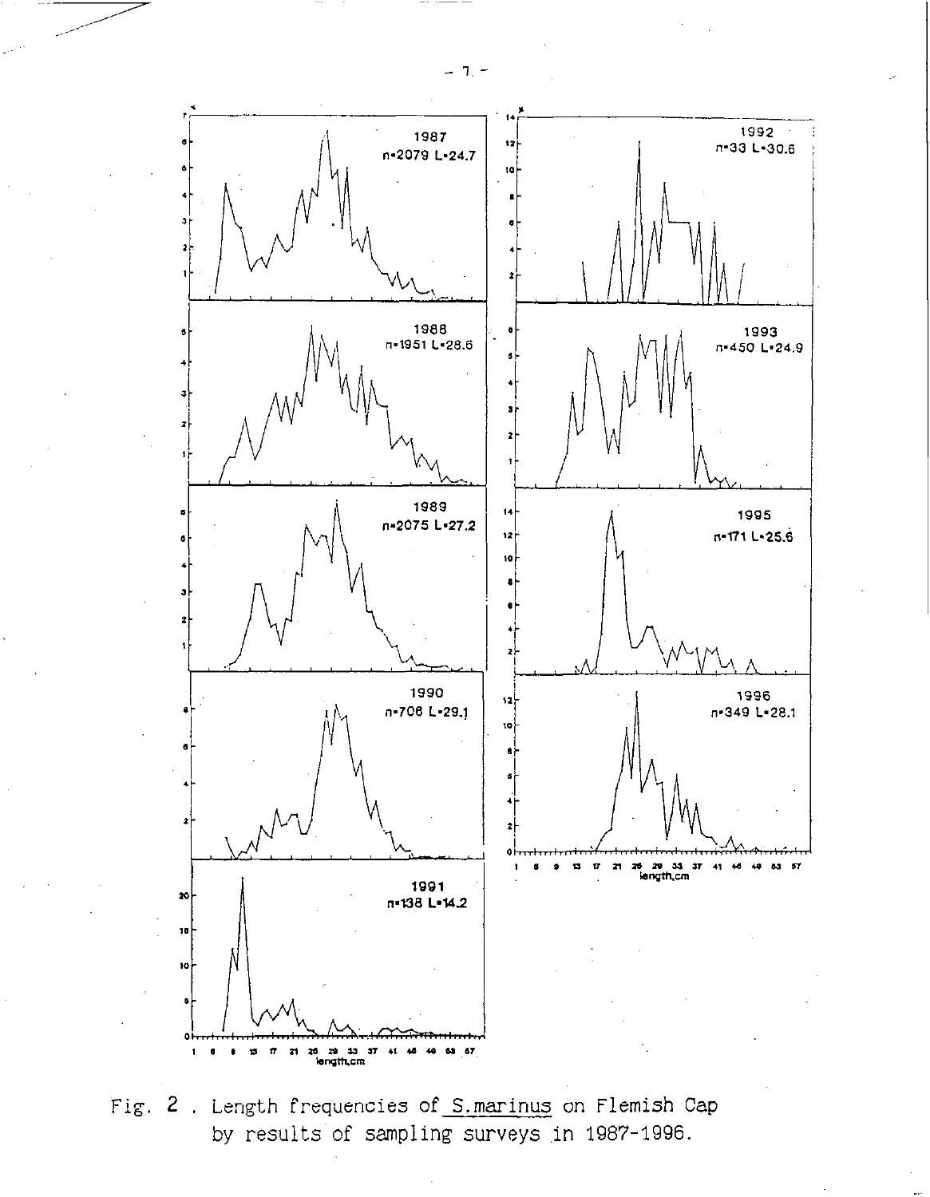1987
n=2079 L=24.7

1988
n=1951 L=28.6

1989
n=2075 L=27.2

1990
n=706 L=29.1

1991
n=138 L=14.2

1992
n=33 L=30.6

1993
n=450 L=24.9

1995
n=171 L=25.6

1996
n=349 L=28.1

length,cm

Fig. 2 . Length frequencies of S.marinus on Flemish Cap by results of sampling surveys in 1987-1996.